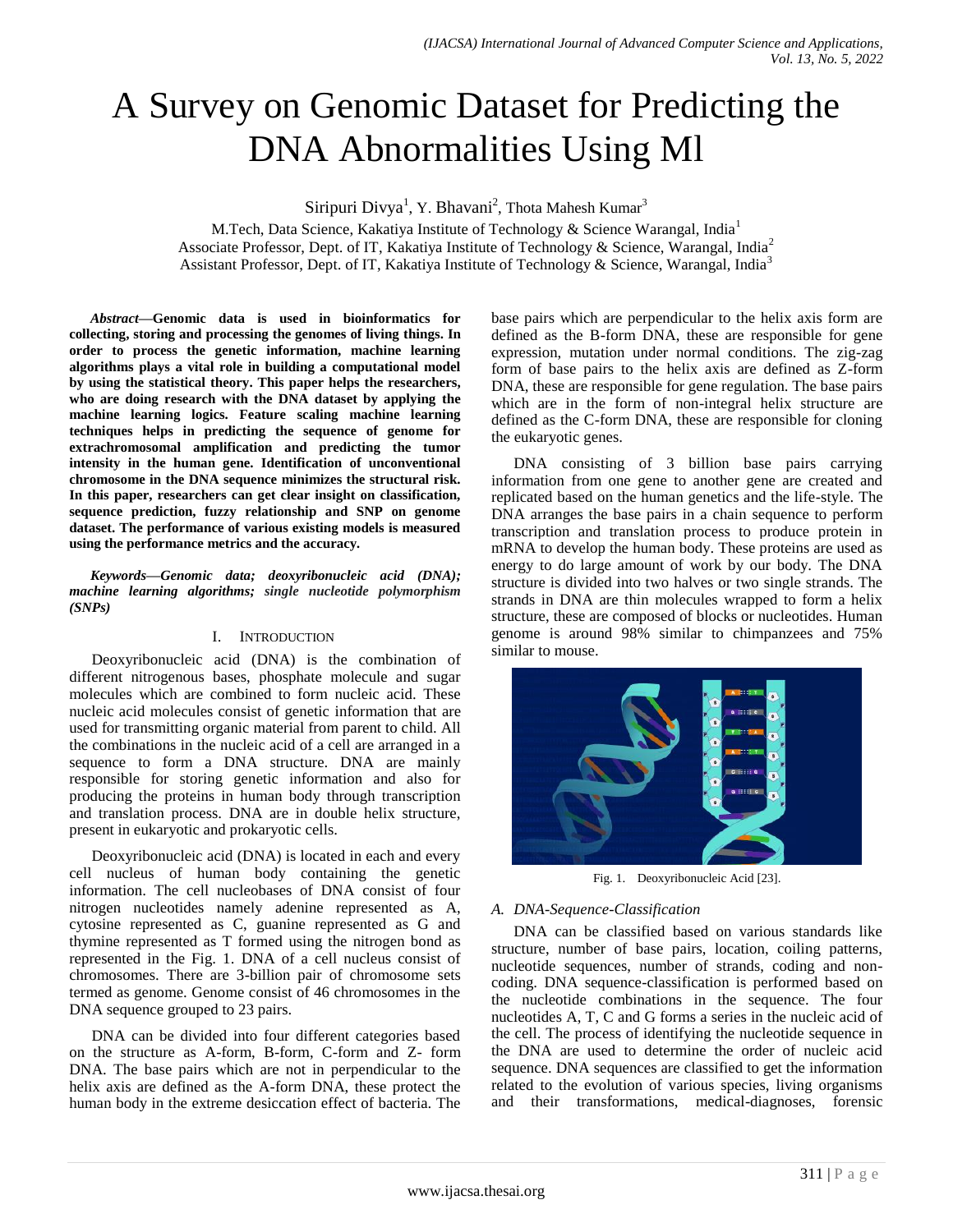# A Survey on Genomic Dataset for Predicting the DNA Abnormalities Using Ml

Siripuri Divya[1], Y. Bhavani[2], Thota Mahesh Kumar[3]

M.Tech, Data Science, Kakatiya Institute of Technology & Science Warangal, India[1]
Associate Professor, Dept. of IT, Kakatiya Institute of Technology & Science, Warangal, India[2]
Assistant Professor, Dept. of IT, Kakatiya Institute of Technology & Science, Warangal, India[3]

***Abstract*—Genomic data is used in bioinformatics for collecting, storing and processing the genomes of living things. In order to process the genetic information, machine learning algorithms plays a vital role in building a computational model by using the statistical theory. This paper helps the researchers, who are doing research with the DNA dataset by applying the machine learning logics. Feature scaling machine learning techniques helps in predicting the sequence of genome for extrachromosomal amplification and predicting the tumor intensity in the human gene. Identification of unconventional chromosome in the DNA sequence minimizes the structural risk. In this paper, researchers can get clear insight on classification, sequence prediction, fuzzy relationship and SNP on genome dataset. The performance of various existing models is measured using the performance metrics and the accuracy.**

***Keywords*—Genomic data; deoxyribonucleic acid (DNA); machine learning algorithms; single nucleotide polymorphism (SNPs)**

## I. Introduction

Deoxyribonucleic acid (DNA) is the combination of different nitrogenous bases, phosphate molecule and sugar molecules which are combined to form nucleic acid. These nucleic acid molecules consist of genetic information that are used for transmitting organic material from parent to child. All the combinations in the nucleic acid of a cell are arranged in a sequence to form a DNA structure. DNA are mainly responsible for storing genetic information and also for producing the proteins in human body through transcription and translation process. DNA are in double helix structure, present in eukaryotic and prokaryotic cells.

Deoxyribonucleic acid (DNA) is located in each and every cell nucleus of human body containing the genetic information. The cell nucleobases of DNA consist of four nitrogen nucleotides namely adenine represented as A, cytosine represented as C, guanine represented as G and thymine represented as T formed using the nitrogen bond as represented in the Fig. 1. DNA of a cell nucleus consist of chromosomes. There are 3-billion pair of chromosome sets termed as genome. Genome consist of 46 chromosomes in the DNA sequence grouped to 23 pairs.

DNA can be divided into four different categories based on the structure as A-form, B-form, C-form and Z- form DNA. The base pairs which are not in perpendicular to the helix axis are defined as the A-form DNA, these protect the human body in the extreme desiccation effect of bacteria. The base pairs which are perpendicular to the helix axis form are defined as the B-form DNA, these are responsible for gene expression, mutation under normal conditions. The zig-zag form of base pairs to the helix axis are defined as Z-form DNA, these are responsible for gene regulation. The base pairs which are in the form of non-integral helix structure are defined as the C-form DNA, these are responsible for cloning the eukaryotic genes.

DNA consisting of 3 billion base pairs carrying information from one gene to another gene are created and replicated based on the human genetics and the life-style. The DNA arranges the base pairs in a chain sequence to perform transcription and translation process to produce protein in mRNA to develop the human body. These proteins are used as energy to do large amount of work by our body. The DNA structure is divided into two halves or two single strands. The strands in DNA are thin molecules wrapped to form a helix structure, these are composed of blocks or nucleotides. Human genome is around 98% similar to chimpanzees and 75% similar to mouse.

Fig. 1. Deoxyribonucleic Acid [23].

### *A. DNA-Sequence-Classification*

DNA can be classified based on various standards like structure, number of base pairs, location, coiling patterns, nucleotide sequences, number of strands, coding and non-coding. DNA sequence-classification is performed based on the nucleotide combinations in the sequence. The four nucleotides A, T, C and G forms a series in the nucleic acid of the cell. The process of identifying the nucleotide sequence in the DNA are used to determine the order of nucleic acid sequence. DNA sequences are classified to get the information related to the evolution of various species, living organisms and their transformations, medical-diagnoses, forensic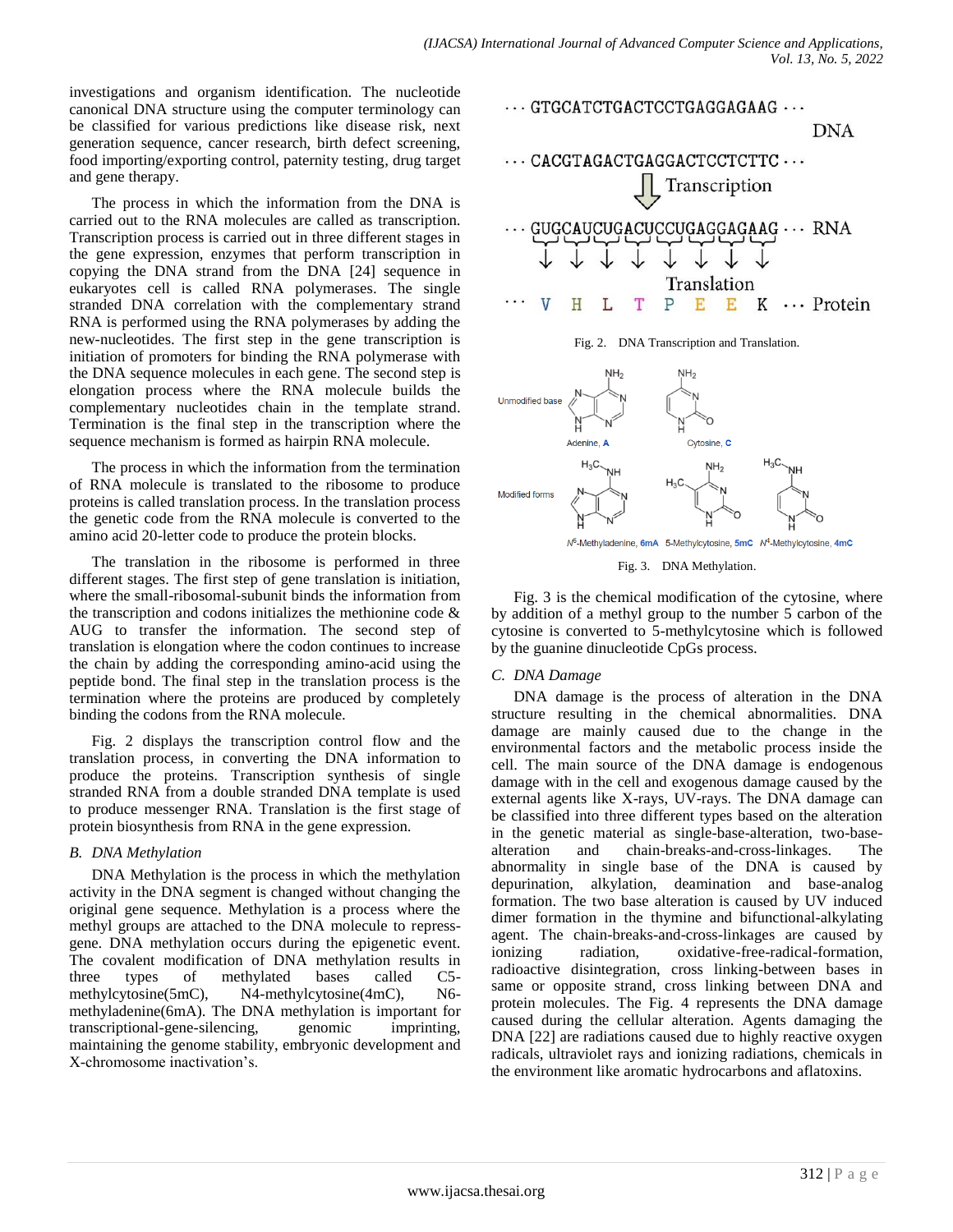investigations and organism identification. The nucleotide canonical DNA structure using the computer terminology can be classified for various predictions like disease risk, next generation sequence, cancer research, birth defect screening, food importing/exporting control, paternity testing, drug target and gene therapy.

The process in which the information from the DNA is carried out to the RNA molecules are called as transcription. Transcription process is carried out in three different stages in the gene expression, enzymes that perform transcription in copying the DNA strand from the DNA [24] sequence in eukaryotes cell is called RNA polymerases. The single stranded DNA correlation with the complementary strand RNA is performed using the RNA polymerases by adding the new-nucleotides. The first step in the gene transcription is initiation of promoters for binding the RNA polymerase with the DNA sequence molecules in each gene. The second step is elongation process where the RNA molecule builds the complementary nucleotides chain in the template strand. Termination is the final step in the transcription where the sequence mechanism is formed as hairpin RNA molecule.

The process in which the information from the termination of RNA molecule is translated to the ribosome to produce proteins is called translation process. In the translation process the genetic code from the RNA molecule is converted to the amino acid 20-letter code to produce the protein blocks.

The translation in the ribosome is performed in three different stages. The first step of gene translation is initiation, where the small-ribosomal-subunit binds the information from the transcription and codons initializes the methionine code & AUG to transfer the information. The second step of translation is elongation where the codon continues to increase the chain by adding the corresponding amino-acid using the peptide bond. The final step in the translation process is the termination where the proteins are produced by completely binding the codons from the RNA molecule.

Fig. 2 displays the transcription control flow and the translation process, in converting the DNA information to produce the proteins. Transcription synthesis of single stranded RNA from a double stranded DNA template is used to produce messenger RNA. Translation is the first stage of protein biosynthesis from RNA in the gene expression.

### B. DNA Methylation

DNA Methylation is the process in which the methylation activity in the DNA segment is changed without changing the original gene sequence. Methylation is a process where the methyl groups are attached to the DNA molecule to repress-gene. DNA methylation occurs during the epigenetic event. The covalent modification of DNA methylation results in three types of methylated bases called C5-methylcytosine(5mC), N4-methylcytosine(4mC), N6-methyladenine(6mA). The DNA methylation is important for transcriptional-gene-silencing, genomic imprinting, maintaining the genome stability, embryonic development and X-chromosome inactivation's.

··· GTGCATCTGACTCCTGAGGAGAAG ···

DNA

··· CACGTAGACTGAGGACTCCTCTTC ···

Transcription

··· GUGCAUCUGACUCCUGAGGAGAAG ··· RNA

Translation

··· V H L T P E E K ··· Protein

Fig. 2. DNA Transcription and Translation.

Unmodified base

Adenine, A

Cytosine, C

Modified forms

$N^6$-Methyladenine, 6mA

5-Methylcytosine, 5mC

$N^4$-Methylcytosine, 4mC

Fig. 3. DNA Methylation.

Fig. 3 is the chemical modification of the cytosine, where by addition of a methyl group to the number 5 carbon of the cytosine is converted to 5-methylcytosine which is followed by the guanine dinucleotide CpGs process.

### C. DNA Damage

DNA damage is the process of alteration in the DNA structure resulting in the chemical abnormalities. DNA damage are mainly caused due to the change in the environmental factors and the metabolic process inside the cell. The main source of the DNA damage is endogenous damage with in the cell and exogenous damage caused by the external agents like X-rays, UV-rays. The DNA damage can be classified into three different types based on the alteration in the genetic material as single-base-alteration, two-base-alteration and chain-breaks-and-cross-linkages. The abnormality in single base of the DNA is caused by depurination, alkylation, deamination and base-analog formation. The two base alteration is caused by UV induced dimer formation in the thymine and bifunctional-alkylating agent. The chain-breaks-and-cross-linkages are caused by ionizing radiation, oxidative-free-radical-formation, radioactive disintegration, cross linking-between bases in same or opposite strand, cross linking between DNA and protein molecules. The Fig. 4 represents the DNA damage caused during the cellular alteration. Agents damaging the DNA [22] are radiations caused due to highly reactive oxygen radicals, ultraviolet rays and ionizing radiations, chemicals in the environment like aromatic hydrocarbons and aflatoxins.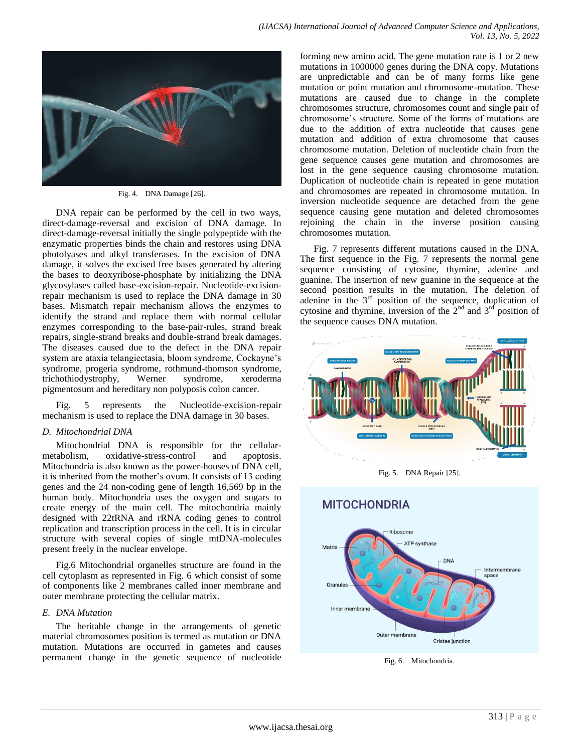Fig. 4. DNA Damage [26].

DNA repair can be performed by the cell in two ways, direct-damage-reversal and excision of DNA damage. In direct-damage-reversal initially the single polypeptide with the enzymatic properties binds the chain and restores using DNA photolyases and alkyl transferases. In the excision of DNA damage, it solves the excised free bases generated by altering the bases to deoxyribose-phosphate by initializing the DNA glycosylases called base-excision-repair. Nucleotide-excision-repair mechanism is used to replace the DNA damage in 30 bases. Mismatch repair mechanism allows the enzymes to identify the strand and replace them with normal cellular enzymes corresponding to the base-pair-rules, strand break repairs, single-strand breaks and double-strand break damages. The diseases caused due to the defect in the DNA repair system are ataxia telangiectasia, bloom syndrome, Cockayne's syndrome, progeria syndrome, rothmund-thomson syndrome, trichothiodystrophy, Werner syndrome, xeroderma pigmentosum and hereditary non polyposis colon cancer.

Fig. 5 represents the Nucleotide-excision-repair mechanism is used to replace the DNA damage in 30 bases.

### D. Mitochondrial DNA

Mitochondrial DNA is responsible for the cellular-metabolism, oxidative-stress-control and apoptosis. Mitochondria is also known as the power-houses of DNA cell, it is inherited from the mother's ovum. It consists of 13 coding genes and the 24 non-coding gene of length 16,569 bp in the human body. Mitochondria uses the oxygen and sugars to create energy of the main cell. The mitochondria mainly designed with 22tRNA and rRNA coding genes to control replication and transcription process in the cell. It is in circular structure with several copies of single mtDNA-molecules present freely in the nuclear envelope.

Fig.6 Mitochondrial organelles structure are found in the cell cytoplasm as represented in Fig. 6 which consist of some of components like 2 membranes called inner membrane and outer membrane protecting the cellular matrix.

### E. DNA Mutation

The heritable change in the arrangements of genetic material chromosomes position is termed as mutation or DNA mutation. Mutations are occurred in gametes and causes permanent change in the genetic sequence of nucleotide forming new amino acid. The gene mutation rate is 1 or 2 new mutations in 1000000 genes during the DNA copy. Mutations are unpredictable and can be of many forms like gene mutation or point mutation and chromosome-mutation. These mutations are caused due to change in the complete chromosomes structure, chromosomes count and single pair of chromosome's structure. Some of the forms of mutations are due to the addition of extra nucleotide that causes gene mutation and addition of extra chromosome that causes chromosome mutation. Deletion of nucleotide chain from the gene sequence causes gene mutation and chromosomes are lost in the gene sequence causing chromosome mutation. Duplication of nucleotide chain is repeated in gene mutation and chromosomes are repeated in chromosome mutation. In inversion nucleotide sequence are detached from the gene sequence causing gene mutation and deleted chromosomes rejoining the chain in the inverse position causing chromosomes mutation.

Fig. 7 represents different mutations caused in the DNA. The first sequence in the Fig. 7 represents the normal gene sequence consisting of cytosine, thymine, adenine and guanine. The insertion of new guanine in the sequence at the second position results in the mutation. The deletion of adenine in the 3rd position of the sequence, duplication of cytosine and thymine, inversion of the 2nd and 3rd position of the sequence causes DNA mutation.

Fig. 5. DNA Repair [25].

MITOCHONDRIA

Ribosome
ATP synthase
Matrix
DNA
Intermembrane space
Granules
Inner membrane
Outer membrane
Cristae junction

Fig. 6. Mitochondria.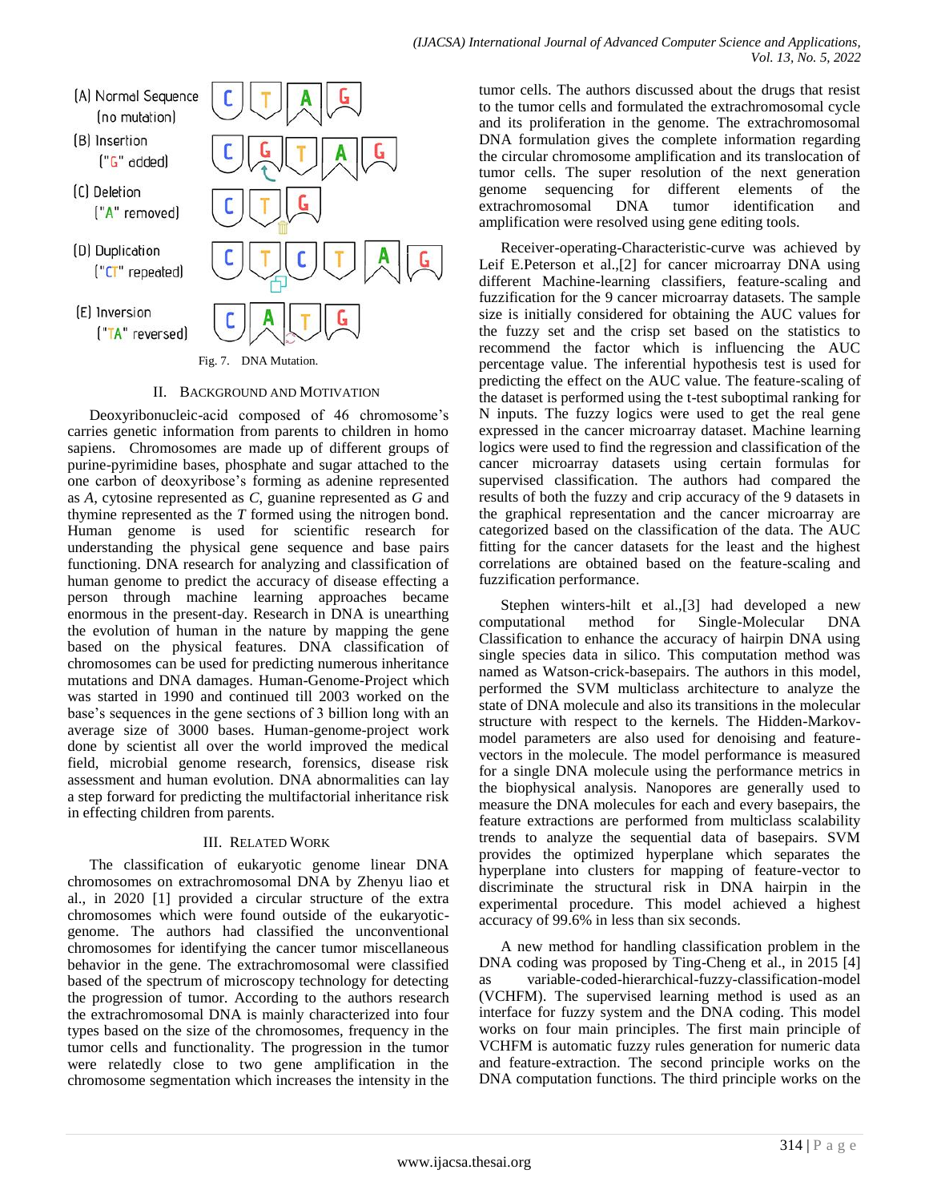(A) Normal Sequence (no mutation) C T A G

(B) Insertion ("G" added) C G T A G

(C) Deletion ("A" removed) C T G

(D) Duplication ("CT" repeated) C T C T A G

(E) Inversion ("TA" reversed) C A T G

Fig. 7. DNA Mutation.

## II. Background and Motivation

Deoxyribonucleic-acid composed of 46 chromosome's carries genetic information from parents to children in homo sapiens. Chromosomes are made up of different groups of purine-pyrimidine bases, phosphate and sugar attached to the one carbon of deoxyribose's forming as adenine represented as *A*, cytosine represented as *C*, guanine represented as *G* and thymine represented as the *T* formed using the nitrogen bond. Human genome is used for scientific research for understanding the physical gene sequence and base pairs functioning. DNA research for analyzing and classification of human genome to predict the accuracy of disease effecting a person through machine learning approaches became enormous in the present-day. Research in DNA is unearthing the evolution of human in the nature by mapping the gene based on the physical features. DNA classification of chromosomes can be used for predicting numerous inheritance mutations and DNA damages. Human-Genome-Project which was started in 1990 and continued till 2003 worked on the base's sequences in the gene sections of 3 billion long with an average size of 3000 bases. Human-genome-project work done by scientist all over the world improved the medical field, microbial genome research, forensics, disease risk assessment and human evolution. DNA abnormalities can lay a step forward for predicting the multifactorial inheritance risk in effecting children from parents.

## III. Related Work

The classification of eukaryotic genome linear DNA chromosomes on extrachromosomal DNA by Zhenyu liao et al., in 2020 [1] provided a circular structure of the extra chromosomes which were found outside of the eukaryotic-genome. The authors had classified the unconventional chromosomes for identifying the cancer tumor miscellaneous behavior in the gene. The extrachromosomal were classified based of the spectrum of microscopy technology for detecting the progression of tumor. According to the authors research the extrachromosomal DNA is mainly characterized into four types based on the size of the chromosomes, frequency in the tumor cells and functionality. The progression in the tumor were relatedly close to two gene amplification in the chromosome segmentation which increases the intensity in the tumor cells. The authors discussed about the drugs that resist to the tumor cells and formulated the extrachromosomal cycle and its proliferation in the genome. The extrachromosomal DNA formulation gives the complete information regarding the circular chromosome amplification and its translocation of tumor cells. The super resolution of the next generation genome sequencing for different elements of the extrachromosomal DNA tumor identification and amplification were resolved using gene editing tools.

Receiver-operating-Characteristic-curve was achieved by Leif E.Peterson et al.,[2] for cancer microarray DNA using different Machine-learning classifiers, feature-scaling and fuzzification for the 9 cancer microarray datasets. The sample size is initially considered for obtaining the AUC values for the fuzzy set and the crisp set based on the statistics to recommend the factor which is influencing the AUC percentage value. The inferential hypothesis test is used for predicting the effect on the AUC value. The feature-scaling of the dataset is performed using the t-test suboptimal ranking for N inputs. The fuzzy logics were used to get the real gene expressed in the cancer microarray dataset. Machine learning logics were used to find the regression and classification of the cancer microarray datasets using certain formulas for supervised classification. The authors had compared the results of both the fuzzy and crip accuracy of the 9 datasets in the graphical representation and the cancer microarray are categorized based on the classification of the data. The AUC fitting for the cancer datasets for the least and the highest correlations are obtained based on the feature-scaling and fuzzification performance.

Stephen winters-hilt et al.,[3] had developed a new computational method for Single-Molecular DNA Classification to enhance the accuracy of hairpin DNA using single species data in silico. This computation method was named as Watson-crick-basepairs. The authors in this model, performed the SVM multiclass architecture to analyze the state of DNA molecule and also its transitions in the molecular structure with respect to the kernels. The Hidden-Markov-model parameters are also used for denoising and feature-vectors in the molecule. The model performance is measured for a single DNA molecule using the performance metrics in the biophysical analysis. Nanopores are generally used to measure the DNA molecules for each and every basepairs, the feature extractions are performed from multiclass scalability trends to analyze the sequential data of basepairs. SVM provides the optimized hyperplane which separates the hyperplane into clusters for mapping of feature-vector to discriminate the structural risk in DNA hairpin in the experimental procedure. This model achieved a highest accuracy of 99.6% in less than six seconds.

A new method for handling classification problem in the DNA coding was proposed by Ting-Cheng et al., in 2015 [4] as variable-coded-hierarchical-fuzzy-classification-model (VCHFM). The supervised learning method is used as an interface for fuzzy system and the DNA coding. This model works on four main principles. The first main principle of VCHFM is automatic fuzzy rules generation for numeric data and feature-extraction. The second principle works on the DNA computation functions. The third principle works on the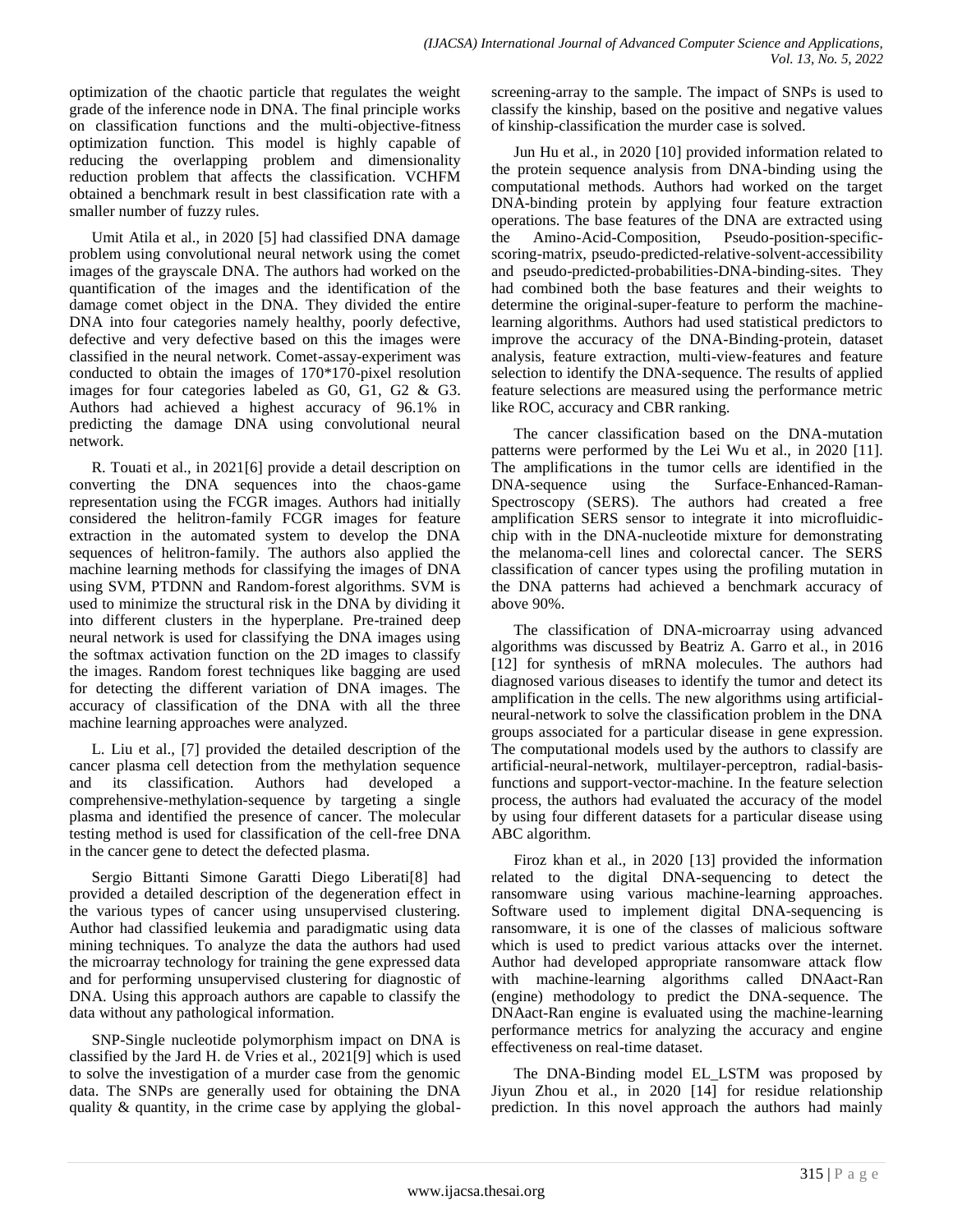optimization of the chaotic particle that regulates the weight grade of the inference node in DNA. The final principle works on classification functions and the multi-objective-fitness optimization function. This model is highly capable of reducing the overlapping problem and dimensionality reduction problem that affects the classification. VCHFM obtained a benchmark result in best classification rate with a smaller number of fuzzy rules.

Umit Atila et al., in 2020 [5] had classified DNA damage problem using convolutional neural network using the comet images of the grayscale DNA. The authors had worked on the quantification of the images and the identification of the damage comet object in the DNA. They divided the entire DNA into four categories namely healthy, poorly defective, defective and very defective based on this the images were classified in the neural network. Comet-assay-experiment was conducted to obtain the images of 170*170-pixel resolution images for four categories labeled as G0, G1, G2 & G3. Authors had achieved a highest accuracy of 96.1% in predicting the damage DNA using convolutional neural network.

R. Touati et al., in 2021[6] provide a detail description on converting the DNA sequences into the chaos-game representation using the FCGR images. Authors had initially considered the helitron-family FCGR images for feature extraction in the automated system to develop the DNA sequences of helitron-family. The authors also applied the machine learning methods for classifying the images of DNA using SVM, PTDNN and Random-forest algorithms. SVM is used to minimize the structural risk in the DNA by dividing it into different clusters in the hyperplane. Pre-trained deep neural network is used for classifying the DNA images using the softmax activation function on the 2D images to classify the images. Random forest techniques like bagging are used for detecting the different variation of DNA images. The accuracy of classification of the DNA with all the three machine learning approaches were analyzed.

L. Liu et al., [7] provided the detailed description of the cancer plasma cell detection from the methylation sequence and its classification. Authors had developed a comprehensive-methylation-sequence by targeting a single plasma and identified the presence of cancer. The molecular testing method is used for classification of the cell-free DNA in the cancer gene to detect the defected plasma.

Sergio Bittanti Simone Garatti Diego Liberati[8] had provided a detailed description of the degeneration effect in the various types of cancer using unsupervised clustering. Author had classified leukemia and paradigmatic using data mining techniques. To analyze the data the authors had used the microarray technology for training the gene expressed data and for performing unsupervised clustering for diagnostic of DNA. Using this approach authors are capable to classify the data without any pathological information.

SNP-Single nucleotide polymorphism impact on DNA is classified by the Jard H. de Vries et al., 2021[9] which is used to solve the investigation of a murder case from the genomic data. The SNPs are generally used for obtaining the DNA quality & quantity, in the crime case by applying the global-screening-array to the sample. The impact of SNPs is used to classify the kinship, based on the positive and negative values of kinship-classification the murder case is solved.

Jun Hu et al., in 2020 [10] provided information related to the protein sequence analysis from DNA-binding using the computational methods. Authors had worked on the target DNA-binding protein by applying four feature extraction operations. The base features of the DNA are extracted using the Amino-Acid-Composition, Pseudo-position-specific-scoring-matrix, pseudo-predicted-relative-solvent-accessibility and pseudo-predicted-probabilities-DNA-binding-sites. They had combined both the base features and their weights to determine the original-super-feature to perform the machine-learning algorithms. Authors had used statistical predictors to improve the accuracy of the DNA-Binding-protein, dataset analysis, feature extraction, multi-view-features and feature selection to identify the DNA-sequence. The results of applied feature selections are measured using the performance metric like ROC, accuracy and CBR ranking.

The cancer classification based on the DNA-mutation patterns were performed by the Lei Wu et al., in 2020 [11]. The amplifications in the tumor cells are identified in the DNA-sequence using the Surface-Enhanced-Raman-Spectroscopy (SERS). The authors had created a free amplification SERS sensor to integrate it into microfluidic-chip with in the DNA-nucleotide mixture for demonstrating the melanoma-cell lines and colorectal cancer. The SERS classification of cancer types using the profiling mutation in the DNA patterns had achieved a benchmark accuracy of above 90%.

The classification of DNA-microarray using advanced algorithms was discussed by Beatriz A. Garro et al., in 2016 [12] for synthesis of mRNA molecules. The authors had diagnosed various diseases to identify the tumor and detect its amplification in the cells. The new algorithms using artificial-neural-network to solve the classification problem in the DNA groups associated for a particular disease in gene expression. The computational models used by the authors to classify are artificial-neural-network, multilayer-perceptron, radial-basis-functions and support-vector-machine. In the feature selection process, the authors had evaluated the accuracy of the model by using four different datasets for a particular disease using ABC algorithm.

Firoz khan et al., in 2020 [13] provided the information related to the digital DNA-sequencing to detect the ransomware using various machine-learning approaches. Software used to implement digital DNA-sequencing is ransomware, it is one of the classes of malicious software which is used to predict various attacks over the internet. Author had developed appropriate ransomware attack flow with machine-learning algorithms called DNAact-Ran (engine) methodology to predict the DNA-sequence. The DNAact-Ran engine is evaluated using the machine-learning performance metrics for analyzing the accuracy and engine effectiveness on real-time dataset.

The DNA-Binding model EL_LSTM was proposed by Jiyun Zhou et al., in 2020 [14] for residue relationship prediction. In this novel approach the authors had mainly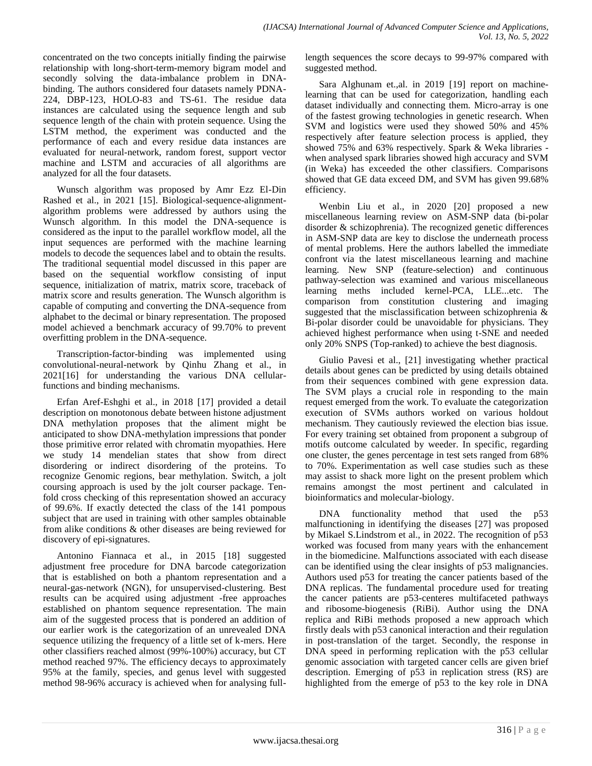concentrated on the two concepts initially finding the pairwise relationship with long-short-term-memory bigram model and secondly solving the data-imbalance problem in DNA-binding. The authors considered four datasets namely PDNA-224, DBP-123, HOLO-83 and TS-61. The residue data instances are calculated using the sequence length and sub sequence length of the chain with protein sequence. Using the LSTM method, the experiment was conducted and the performance of each and every residue data instances are evaluated for neural-network, random forest, support vector machine and LSTM and accuracies of all algorithms are analyzed for all the four datasets.

Wunsch algorithm was proposed by Amr Ezz El-Din Rashed et al., in 2021 [15]. Biological-sequence-alignment-algorithm problems were addressed by authors using the Wunsch algorithm. In this model the DNA-sequence is considered as the input to the parallel workflow model, all the input sequences are performed with the machine learning models to decode the sequences label and to obtain the results. The traditional sequential model discussed in this paper are based on the sequential workflow consisting of input sequence, initialization of matrix, matrix score, traceback of matrix score and results generation. The Wunsch algorithm is capable of computing and converting the DNA-sequence from alphabet to the decimal or binary representation. The proposed model achieved a benchmark accuracy of 99.70% to prevent overfitting problem in the DNA-sequence.

Transcription-factor-binding was implemented using convolutional-neural-network by Qinhu Zhang et al., in 2021[16] for understanding the various DNA cellular-functions and binding mechanisms.

Erfan Aref-Eshghi et al., in 2018 [17] provided a detail description on monotonous debate between histone adjustment DNA methylation proposes that the aliment might be anticipated to show DNA-methylation impressions that ponder those primitive error related with chromatin myopathies. Here we study 14 mendelian states that show from direct disordering or indirect disordering of the proteins. To recognize Genomic regions, bear methylation. Switch, a jolt coursing approach is used by the jolt courser package. Ten-fold cross checking of this representation showed an accuracy of 99.6%. If exactly detected the class of the 141 pompous subject that are used in training with other samples obtainable from alike conditions & other diseases are being reviewed for discovery of epi-signatures.

Antonino Fiannaca et al., in 2015 [18] suggested adjustment free procedure for DNA barcode categorization that is established on both a phantom representation and a neural-gas-network (NGN), for unsupervised-clustering. Best results can be acquired using adjustment -free approaches established on phantom sequence representation. The main aim of the suggested process that is pondered an addition of our earlier work is the categorization of an unrevealed DNA sequence utilizing the frequency of a little set of k-mers. Here other classifiers reached almost (99%-100%) accuracy, but CT method reached 97%. The efficiency decays to approximately 95% at the family, species, and genus level with suggested method 98-96% accuracy is achieved when for analysing full-length sequences the score decays to 99-97% compared with suggested method.

Sara Alghunam et.,al. in 2019 [19] report on machine-learning that can be used for categorization, handling each dataset individually and connecting them. Micro-array is one of the fastest growing technologies in genetic research. When SVM and logistics were used they showed 50% and 45% respectively after feature selection process is applied, they showed 75% and 63% respectively. Spark & Weka libraries - when analysed spark libraries showed high accuracy and SVM (in Weka) has exceeded the other classifiers. Comparisons showed that GE data exceed DM, and SVM has given 99.68% efficiency.

Wenbin Liu et al., in 2020 [20] proposed a new miscellaneous learning review on ASM-SNP data (bi-polar disorder & schizophrenia). The recognized genetic differences in ASM-SNP data are key to disclose the underneath process of mental problems. Here the authors labelled the immediate confront via the latest miscellaneous learning and machine learning. New SNP (feature-selection) and continuous pathway-selection was examined and various miscellaneous learning meths included kernel-PCA, LLE...etc. The comparison from constitution clustering and imaging suggested that the misclassification between schizophrenia & Bi-polar disorder could be unavoidable for physicians. They achieved highest performance when using t-SNE and needed only 20% SNPS (Top-ranked) to achieve the best diagnosis.

Giulio Pavesi et al., [21] investigating whether practical details about genes can be predicted by using details obtained from their sequences combined with gene expression data. The SVM plays a crucial role in responding to the main request emerged from the work. To evaluate the categorization execution of SVMs authors worked on various holdout mechanism. They cautiously reviewed the election bias issue. For every training set obtained from proponent a subgroup of motifs outcome calculated by weeder. In specific, regarding one cluster, the genes percentage in test sets ranged from 68% to 70%. Experimentation as well case studies such as these may assist to shack more light on the present problem which remains amongst the most pertinent and calculated in bioinformatics and molecular-biology.

DNA functionality method that used the p53 malfunctioning in identifying the diseases [27] was proposed by Mikael S.Lindstrom et al., in 2022. The recognition of p53 worked was focused from many years with the enhancement in the biomedicine. Malfunctions associated with each disease can be identified using the clear insights of p53 malignancies. Authors used p53 for treating the cancer patients based of the DNA replicas. The fundamental procedure used for treating the cancer patients are p53-centeres multifaceted pathways and ribosome-biogenesis (RiBi). Author using the DNA replica and RiBi methods proposed a new approach which firstly deals with p53 canonical interaction and their regulation in post-translation of the target. Secondly, the response in DNA speed in performing replication with the p53 cellular genomic association with targeted cancer cells are given brief description. Emerging of p53 in replication stress (RS) are highlighted from the emerge of p53 to the key role in DNA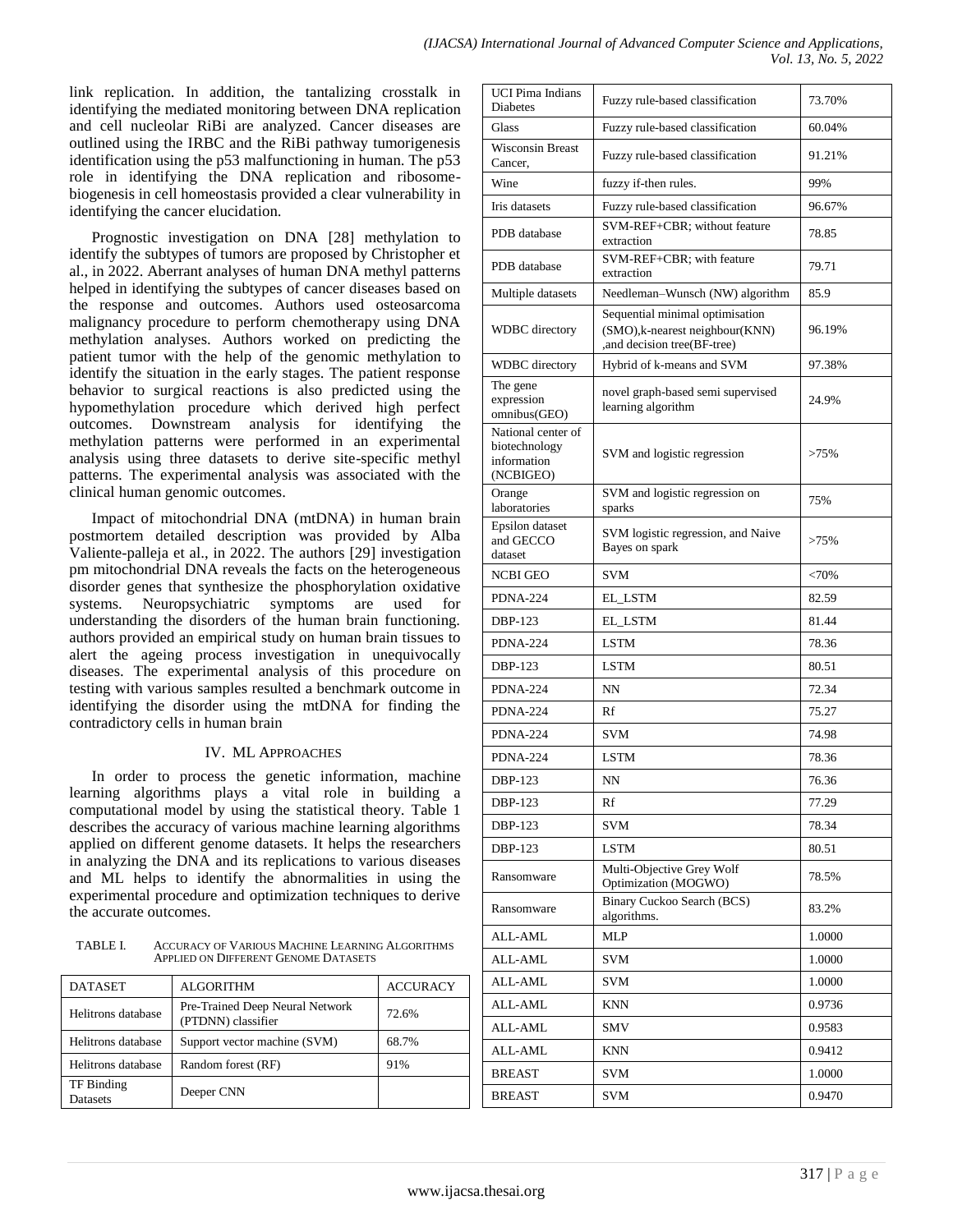link replication. In addition, the tantalizing crosstalk in identifying the mediated monitoring between DNA replication and cell nucleolar RiBi are analyzed. Cancer diseases are outlined using the IRBC and the RiBi pathway tumorigenesis identification using the p53 malfunctioning in human. The p53 role in identifying the DNA replication and ribosome-biogenesis in cell homeostasis provided a clear vulnerability in identifying the cancer elucidation.

Prognostic investigation on DNA [28] methylation to identify the subtypes of tumors are proposed by Christopher et al., in 2022. Aberrant analyses of human DNA methyl patterns helped in identifying the subtypes of cancer diseases based on the response and outcomes. Authors used osteosarcoma malignancy procedure to perform chemotherapy using DNA methylation analyses. Authors worked on predicting the patient tumor with the help of the genomic methylation to identify the situation in the early stages. The patient response behavior to surgical reactions is also predicted using the hypomethylation procedure which derived high perfect outcomes. Downstream analysis for identifying the methylation patterns were performed in an experimental analysis using three datasets to derive site-specific methyl patterns. The experimental analysis was associated with the clinical human genomic outcomes.

Impact of mitochondrial DNA (mtDNA) in human brain postmortem detailed description was provided by Alba Valiente-palleja et al., in 2022. The authors [29] investigation pm mitochondrial DNA reveals the facts on the heterogeneous disorder genes that synthesize the phosphorylation oxidative systems. Neuropsychiatric symptoms are used for understanding the disorders of the human brain functioning. authors provided an empirical study on human brain tissues to alert the ageing process investigation in unequivocally diseases. The experimental analysis of this procedure on testing with various samples resulted a benchmark outcome in identifying the disorder using the mtDNA for finding the contradictory cells in human brain

## IV. ML Approaches

In order to process the genetic information, machine learning algorithms plays a vital role in building a computational model by using the statistical theory. Table 1 describes the accuracy of various machine learning algorithms applied on different genome datasets. It helps the researchers in analyzing the DNA and its replications to various diseases and ML helps to identify the abnormalities in using the experimental procedure and optimization techniques to derive the accurate outcomes.

TABLE I. Accuracy of Various Machine Learning Algorithms Applied on Different Genome Datasets

| DATASET | ALGORITHM | ACCURACY |
|---|---|---|
| Helitrons database | Pre-Trained Deep Neural Network (PTDNN) classifier | 72.6% |
| Helitrons database | Support vector machine (SVM) | 68.7% |
| Helitrons database | Random forest (RF) | 91% |
| TF Binding Datasets | Deeper CNN | |
| UCI Pima Indians Diabetes | Fuzzy rule-based classification | 73.70% |
| Glass | Fuzzy rule-based classification | 60.04% |
| Wisconsin Breast Cancer, | Fuzzy rule-based classification | 91.21% |
| Wine | fuzzy if-then rules. | 99% |
| Iris datasets | Fuzzy rule-based classification | 96.67% |
| PDB database | SVM-REF+CBR; without feature extraction | 78.85 |
| PDB database | SVM-REF+CBR; with feature extraction | 79.71 |
| Multiple datasets | Needleman–Wunsch (NW) algorithm | 85.9 |
| WDBC directory | Sequential minimal optimisation (SMO),k-nearest neighbour(KNN) ,and decision tree(BF-tree) | 96.19% |
| WDBC directory | Hybrid of k-means and SVM | 97.38% |
| The gene expression omnibus(GEO) | novel graph-based semi supervised learning algorithm | 24.9% |
| National center of biotechnology information (NCBIGEO) | SVM and logistic regression | >75% |
| Orange laboratories | SVM and logistic regression on sparks | 75% |
| Epsilon dataset and GECCO dataset | SVM logistic regression, and Naive Bayes on spark | >75% |
| NCBI GEO | SVM | <70% |
| PDNA-224 | EL_LSTM | 82.59 |
| DBP-123 | EL_LSTM | 81.44 |
| PDNA-224 | LSTM | 78.36 |
| DBP-123 | LSTM | 80.51 |
| PDNA-224 | NN | 72.34 |
| PDNA-224 | Rf | 75.27 |
| PDNA-224 | SVM | 74.98 |
| PDNA-224 | LSTM | 78.36 |
| DBP-123 | NN | 76.36 |
| DBP-123 | Rf | 77.29 |
| DBP-123 | SVM | 78.34 |
| DBP-123 | LSTM | 80.51 |
| Ransomware | Multi-Objective Grey Wolf Optimization (MOGWO) | 78.5% |
| Ransomware | Binary Cuckoo Search (BCS) algorithms. | 83.2% |
| ALL-AML | MLP | 1.0000 |
| ALL-AML | SVM | 1.0000 |
| ALL-AML | SVM | 1.0000 |
| ALL-AML | KNN | 0.9736 |
| ALL-AML | SMV | 0.9583 |
| ALL-AML | KNN | 0.9412 |
| BREAST | SVM | 1.0000 |
| BREAST | SVM | 0.9470 |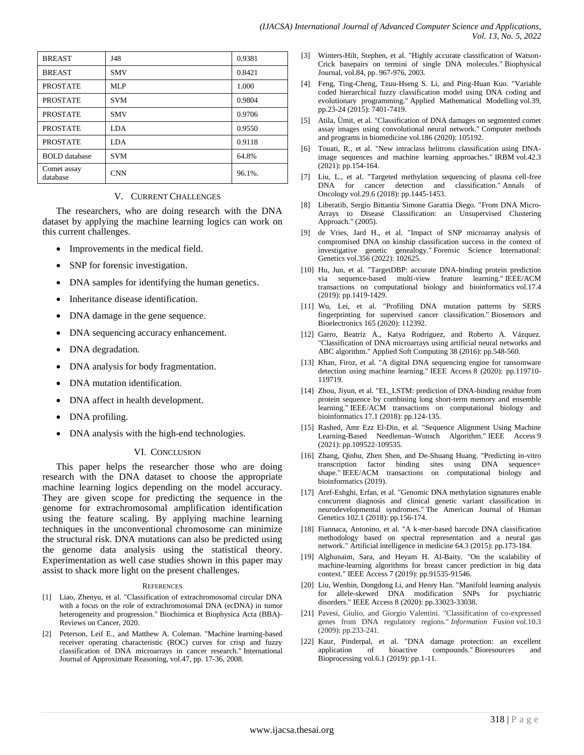| | | |
|---|---|---|
| BREAST | J48 | 0.9381 |
| BREAST | SMV | 0.8421 |
| PROSTATE | MLP | 1.000 |
| PROSTATE | SVM | 0.9804 |
| PROSTATE | SMV | 0.9706 |
| PROSTATE | LDA | 0.9550 |
| PROSTATE | LDA | 0.9118 |
| BOLD database | SVM | 64.8% |
| Comet assay database | CNN | 96.1%. |

## V. CURRENT CHALLENGES

The researchers, who are doing research with the DNA dataset by applying the machine learning logics can work on this current challenges.

- Improvements in the medical field.
- SNP for forensic investigation.
- DNA samples for identifying the human genetics.
- Inheritance disease identification.
- DNA damage in the gene sequence.
- DNA sequencing accuracy enhancement.
- DNA degradation.
- DNA analysis for body fragmentation.
- DNA mutation identification.
- DNA affect in health development.
- DNA profiling.
- DNA analysis with the high-end technologies.

## VI. CONCLUSION

This paper helps the researcher those who are doing research with the DNA dataset to choose the appropriate machine learning logics depending on the model accuracy. They are given scope for predicting the sequence in the genome for extrachromosomal amplification identification using the feature scaling. By applying machine learning techniques in the unconventional chromosome can minimize the structural risk. DNA mutations can also be predicted using the genome data analysis using the statistical theory. Experimentation as well case studies shown in this paper may assist to shack more light on the present challenges.

### REFERENCES

[1] Liao, Zhenyu, et al. "Classification of extrachromosomal circular DNA with a focus on the role of extrachromosomal DNA (ecDNA) in tumor heterogeneity and progression." Biochimica et Biophysica Acta (BBA)-Reviews on Cancer, 2020.

[2] Peterson, Leif E., and Matthew A. Coleman. "Machine learning-based receiver operating characteristic (ROC) curves for crisp and fuzzy classification of DNA microarrays in cancer research." International Journal of Approximate Reasoning, vol.47, pp. 17-36, 2008.

[3] Winters-Hilt, Stephen, et al. "Highly accurate classification of Watson-Crick basepairs on termini of single DNA molecules." Biophysical Journal, vol.84, pp. 967-976, 2003.

[4] Feng, Ting-Cheng, Tzuu-Hseng S. Li, and Ping-Huan Kuo. "Variable coded hierarchical fuzzy classification model using DNA coding and evolutionary programming." Applied Mathematical Modelling vol.39, pp.23-24 (2015): 7401-7419.

[5] Atila, Ümit, et al. "Classification of DNA damages on segmented comet assay images using convolutional neural network." Computer methods and programs in biomedicine vol.186 (2020): 105192.

[6] Touati, R., et al. "New intraclass helitrons classification using DNA-image sequences and machine learning approaches." IRBM vol.42.3 (2021): pp.154-164.

[7] Liu, L., et al. "Targeted methylation sequencing of plasma cell-free DNA for cancer detection and classification." Annals of Oncology vol.29.6 (2018): pp.1445-1453.

[8] Liberatib, Sergio Bittantia Simone Garattia Diego. "From DNA Micro-Arrays to Disease Classification: an Unsupervised Clustering Approach." (2005).

[9] de Vries, Jard H., et al. "Impact of SNP microarray analysis of compromised DNA on kinship classification success in the context of investigative genetic genealogy." Forensic Science International: Genetics vol.356 (2022): 102625.

[10] Hu, Jun, et al. "TargetDBP: accurate DNA-binding protein prediction via sequence-based multi-view feature learning." IEEE/ACM transactions on computational biology and bioinformatics vol.17.4 (2019): pp.1419-1429.

[11] Wu, Lei, et al. "Profiling DNA mutation patterns by SERS fingerprinting for supervised cancer classification." Biosensors and Bioelectronics 165 (2020): 112392.

[12] Garro, Beatriz A., Katya Rodríguez, and Roberto A. Vázquez. "Classification of DNA microarrays using artificial neural networks and ABC algorithm." Applied Soft Computing 38 (2016): pp.548-560.

[13] Khan, Firoz, et al. "A digital DNA sequencing engine for ransomware detection using machine learning." IEEE Access 8 (2020): pp.119710-119719.

[14] Zhou, Jiyun, et al. "EL_LSTM: prediction of DNA-binding residue from protein sequence by combining long short-term memory and ensemble learning." IEEE/ACM transactions on computational biology and bioinformatics 17.1 (2018): pp.124-135.

[15] Rashed, Amr Ezz El-Din, et al. "Sequence Alignment Using Machine Learning-Based Needleman–Wunsch Algorithm." IEEE Access 9 (2021): pp.109522-109535.

[16] Zhang, Qinhu, Zhen Shen, and De-Shuang Huang. "Predicting in-vitro transcription factor binding sites using DNA sequence+ shape." IEEE/ACM transactions on computational biology and bioinformatics (2019).

[17] Aref-Eshghi, Erfan, et al. "Genomic DNA methylation signatures enable concurrent diagnosis and clinical genetic variant classification in neurodevelopmental syndromes." The American Journal of Human Genetics 102.1 (2018): pp.156-174.

[18] Fiannaca, Antonino, et al. "A k-mer-based barcode DNA classification methodology based on spectral representation and a neural gas network." Artificial intelligence in medicine 64.3 (2015): pp.173-184.

[19] Alghunaim, Sara, and Heyam H. Al-Baity. "On the scalability of machine-learning algorithms for breast cancer prediction in big data context." IEEE Access 7 (2019): pp.91535-91546.

[20] Liu, Wenbin, Dongdong Li, and Henry Han. "Manifold learning analysis for allele-skewed DNA modification SNPs for psychiatric disorders." IEEE Access 8 (2020): pp.33023-33038.

[21] Pavesi, Giulio, and Giorgio Valentini. "Classification of co-expressed genes from DNA regulatory regions." *Information Fusion* vol.10.3 (2009): pp.233-241.

[22] Kaur, Pinderpal, et al. "DNA damage protection: an excellent application of bioactive compounds." Bioresources and Bioprocessing vol.6.1 (2019): pp.1-11.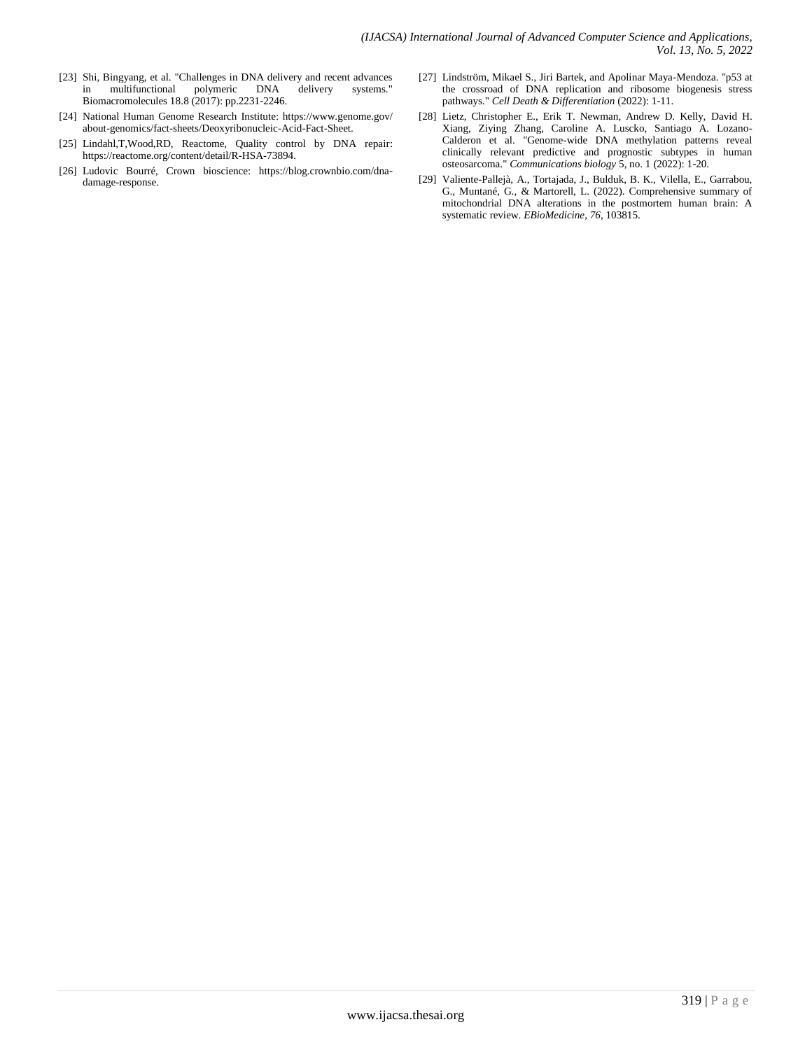[23] Shi, Bingyang, et al. "Challenges in DNA delivery and recent advances in multifunctional polymeric DNA delivery systems." Biomacromolecules 18.8 (2017): pp.2231-2246.

[24] National Human Genome Research Institute: https://www.genome.gov/about-genomics/fact-sheets/Deoxyribonucleic-Acid-Fact-Sheet.

[25] Lindahl,T,Wood,RD, Reactome, Quality control by DNA repair: https://reactome.org/content/detail/R-HSA-73894.

[26] Ludovic Bourré, Crown bioscience: https://blog.crownbio.com/dna-damage-response.

[27] Lindström, Mikael S., Jiri Bartek, and Apolinar Maya-Mendoza. "p53 at the crossroad of DNA replication and ribosome biogenesis stress pathways." *Cell Death & Differentiation* (2022): 1-11.

[28] Lietz, Christopher E., Erik T. Newman, Andrew D. Kelly, David H. Xiang, Ziying Zhang, Caroline A. Luscko, Santiago A. Lozano-Calderon et al. "Genome-wide DNA methylation patterns reveal clinically relevant predictive and prognostic subtypes in human osteosarcoma." *Communications biology* 5, no. 1 (2022): 1-20.

[29] Valiente-Pallejà, A., Tortajada, J., Bulduk, B. K., Vilella, E., Garrabou, G., Muntané, G., & Martorell, L. (2022). Comprehensive summary of mitochondrial DNA alterations in the postmortem human brain: A systematic review. *EBioMedicine*, *76*, 103815.